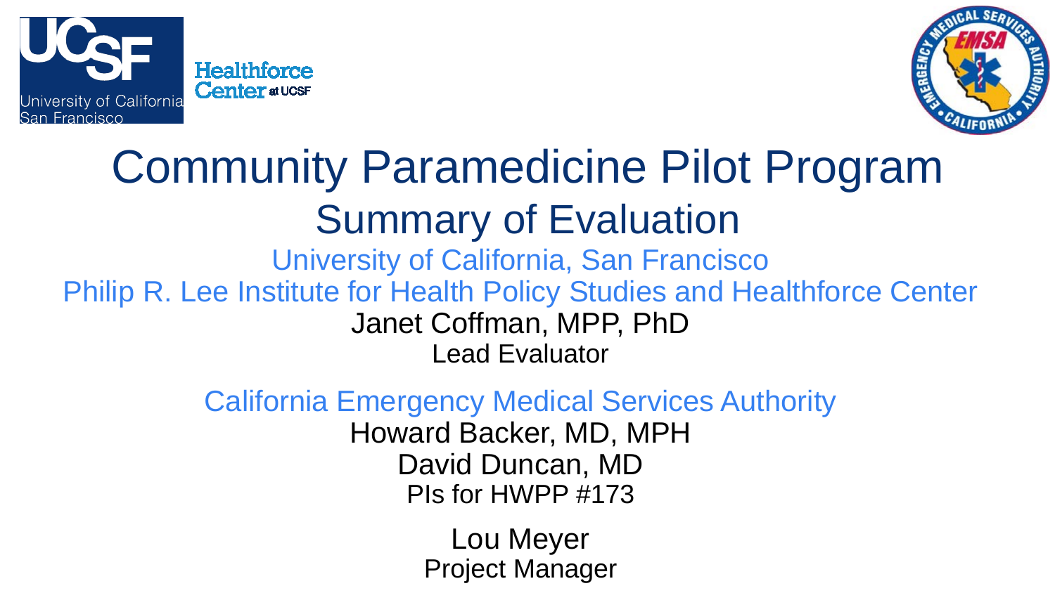# Community Paramedicine Pilot Program

## Summary of Evaluation

University of California, San Francisco

Philip R. Lee Institute for Health Policy Studies and Healthforce Center

Janet Coffman, MPP, PhD

Lead Evaluator

California Emergency Medical Services Authority

Howard Backer, MD, MPH

David Duncan, MD

PIs for HWPP #173

Lou Meyer

Project Manager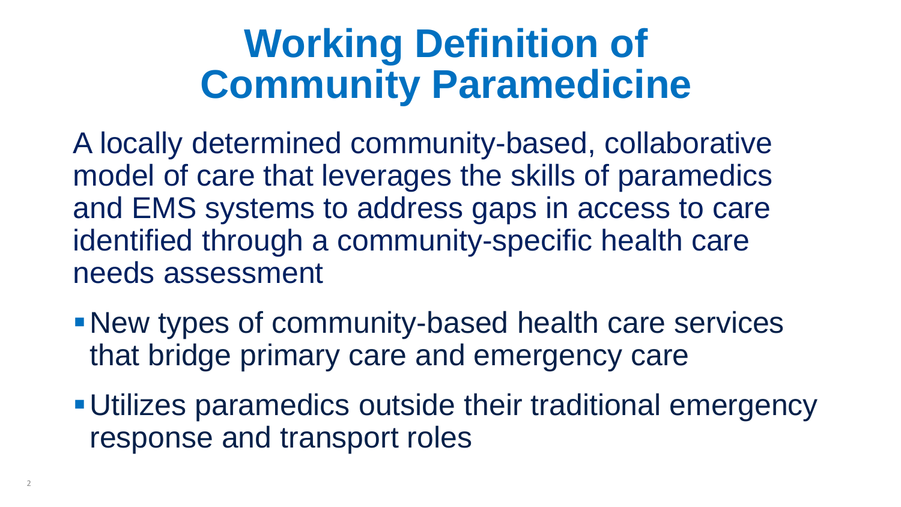# Working Definition of Community Paramedicine

A locally determined community-based, collaborative model of care that leverages the skills of paramedics and EMS systems to address gaps in access to care identified through a community-specific health care needs assessment

- New types of community-based health care services that bridge primary care and emergency care
- Utilizes paramedics outside their traditional emergency response and transport roles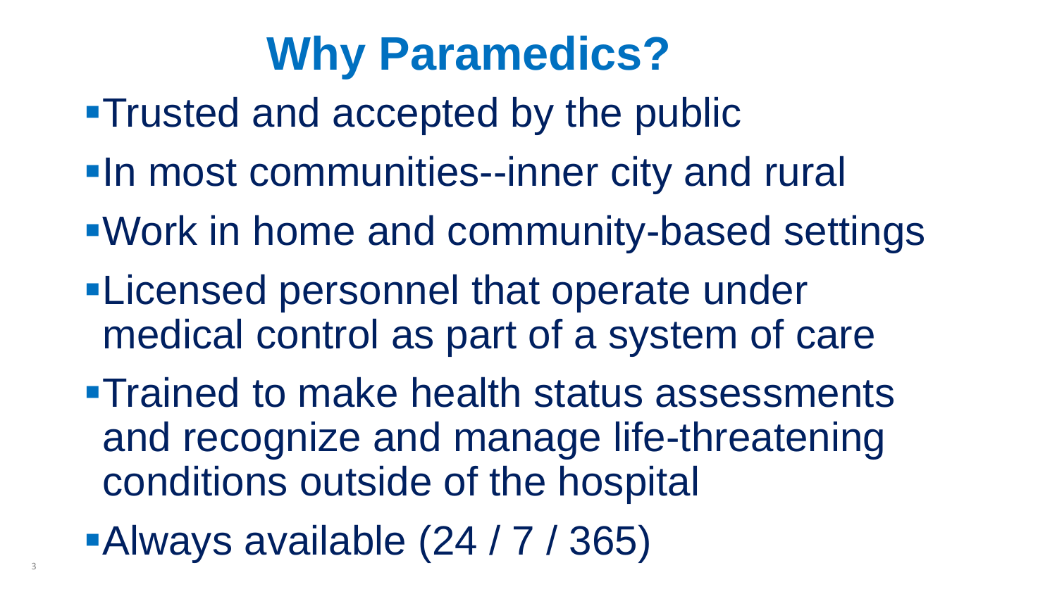# Why Paramedics?

- Trusted and accepted by the public
- In most communities--inner city and rural
- Work in home and community-based settings
- Licensed personnel that operate under medical control as part of a system of care
- Trained to make health status assessments and recognize and manage life-threatening conditions outside of the hospital
- Always available (24 / 7 / 365)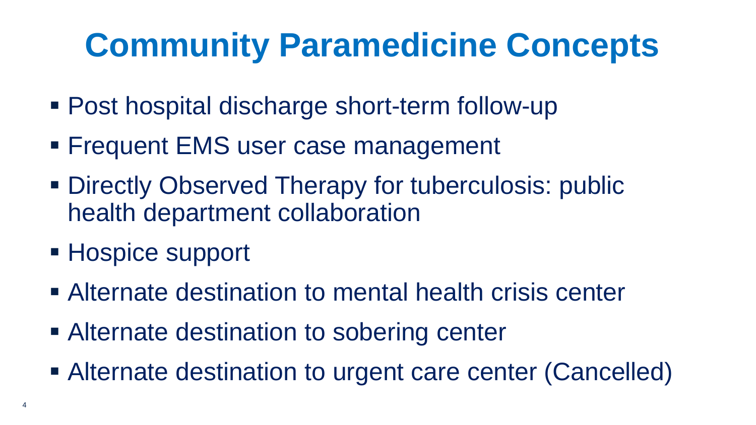# Community Paramedicine Concepts

- Post hospital discharge short-term follow-up
- Frequent EMS user case management
- Directly Observed Therapy for tuberculosis: public health department collaboration
- Hospice support
- Alternate destination to mental health crisis center
- Alternate destination to sobering center
- Alternate destination to urgent care center (Cancelled)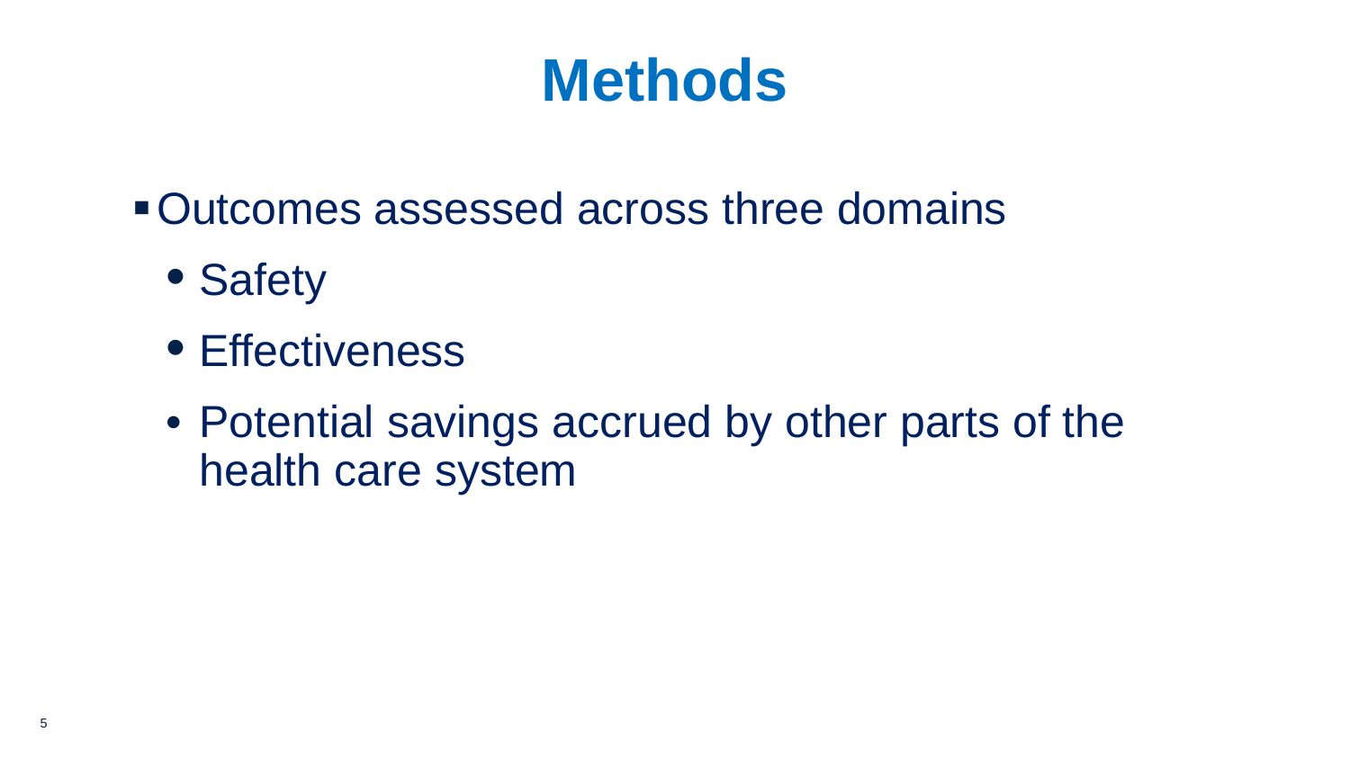# Methods

- Outcomes assessed across three domains
  - Safety
  - Effectiveness
  - Potential savings accrued by other parts of the health care system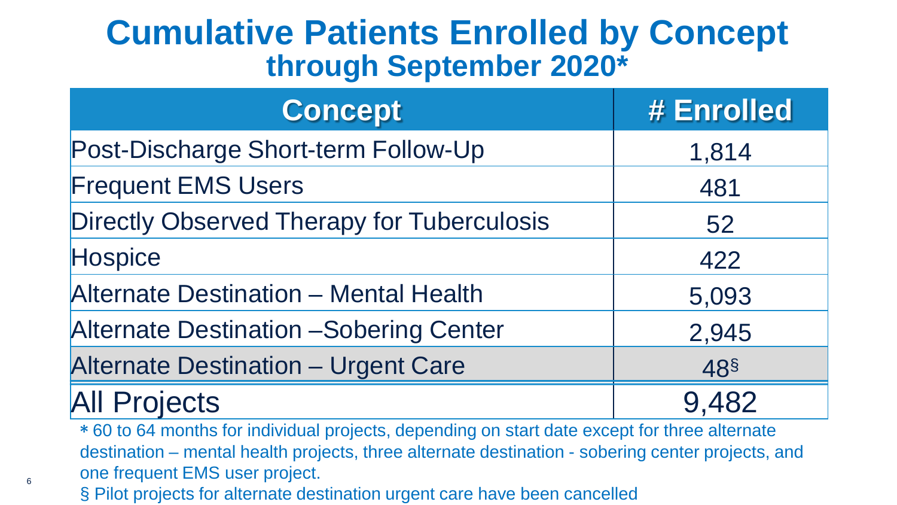# Cumulative Patients Enrolled by Concept

## through September 2020*

| Concept | # Enrolled |
|---|---|
| Post-Discharge Short-term Follow-Up | 1,814 |
| Frequent EMS Users | 481 |
| Directly Observed Therapy for Tuberculosis | 52 |
| Hospice | 422 |
| Alternate Destination – Mental Health | 5,093 |
| Alternate Destination –Sobering Center | 2,945 |
| Alternate Destination – Urgent Care | 48§ |
| All Projects | 9,482 |

* 60 to 64 months for individual projects, depending on start date except for three alternate destination – mental health projects, three alternate destination - sobering center projects, and one frequent EMS user project.

§ Pilot projects for alternate destination urgent care have been cancelled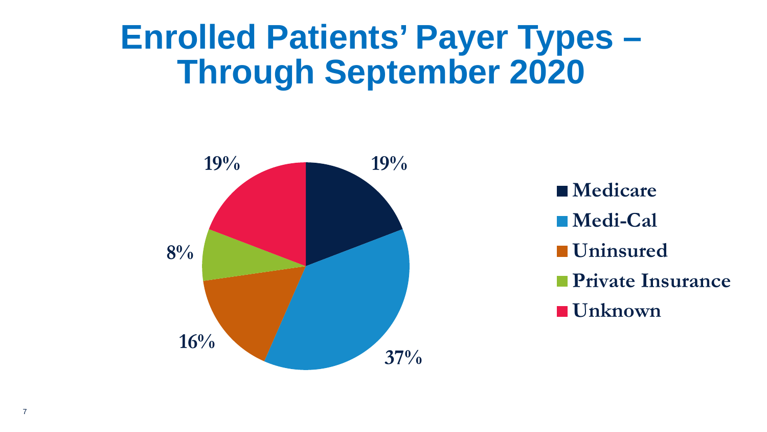# Enrolled Patients' Payer Types – Through September 2020

| Payer Type | Percentage |
| --- | --- |
| Medicare | 19% |
| Medi-Cal | 37% |
| Uninsured | 16% |
| Private Insurance | 8% |
| Unknown | 19% |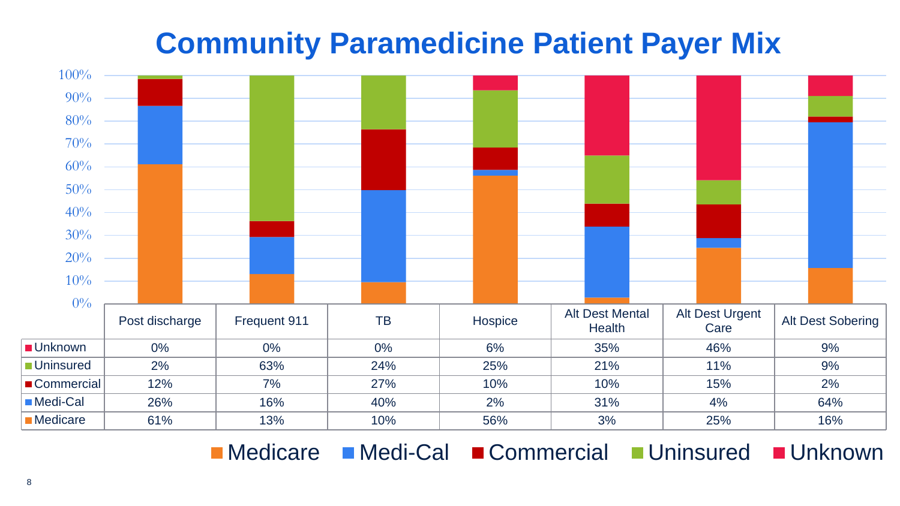# Community Paramedicine Patient Payer Mix

| | Post discharge | Frequent 911 | TB | Hospice | Alt Dest Mental Health | Alt Dest Urgent Care | Alt Dest Sobering |
|---|---|---|---|---|---|---|---|
| Unknown | 0% | 0% | 0% | 6% | 35% | 46% | 9% |
| Uninsured | 2% | 63% | 24% | 25% | 21% | 11% | 9% |
| Commercial | 12% | 7% | 27% | 10% | 10% | 15% | 2% |
| Medi-Cal | 26% | 16% | 40% | 2% | 31% | 4% | 64% |
| Medicare | 61% | 13% | 10% | 56% | 3% | 25% | 16% |

Medicare | Medi-Cal | Commercial | Uninsured | Unknown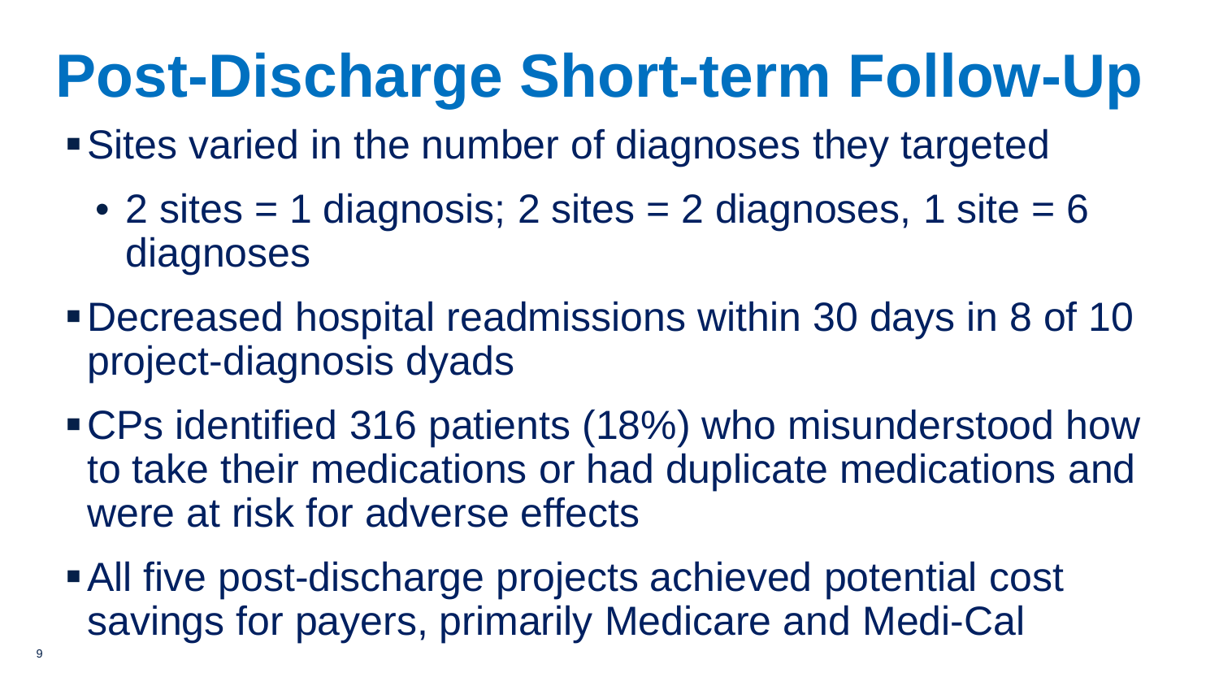# Post-Discharge Short-term Follow-Up

- Sites varied in the number of diagnoses they targeted
  - 2 sites = 1 diagnosis; 2 sites = 2 diagnoses, 1 site = 6 diagnoses
- Decreased hospital readmissions within 30 days in 8 of 10 project-diagnosis dyads
- CPs identified 316 patients (18%) who misunderstood how to take their medications or had duplicate medications and were at risk for adverse effects
- All five post-discharge projects achieved potential cost savings for payers, primarily Medicare and Medi-Cal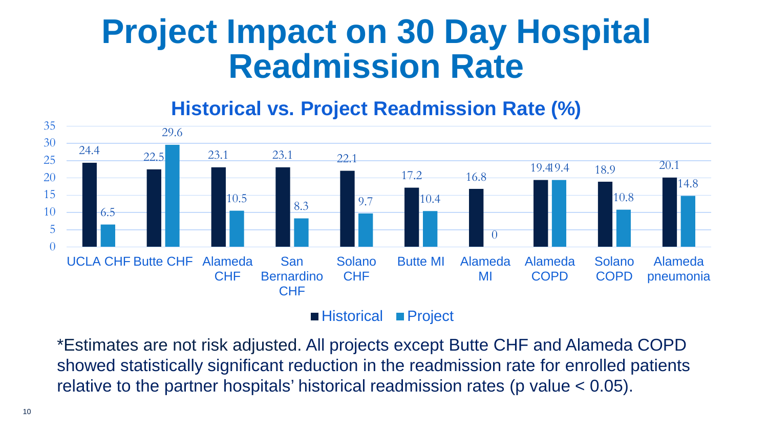# Project Impact on 30 Day Hospital Readmission Rate

## Historical vs. Project Readmission Rate (%)

| | Historical | Project |
|---|---|---|
| UCLA CHF | 24.4 | 6.5 |
| Butte CHF | 22.5 | 29.6 |
| Alameda CHF | 23.1 | 10.5 |
| San Bernardino CHF | 23.1 | 8.3 |
| Solano CHF | 22.1 | 9.7 |
| Butte MI | 17.2 | 10.4 |
| Alameda MI | 16.8 | 0 |
| Alameda COPD | 19.4 | 19.4 |
| Solano COPD | 18.9 | 10.8 |
| Alameda pneumonia | 20.1 | 14.8 |

*Estimates are not risk adjusted. All projects except Butte CHF and Alameda COPD showed statistically significant reduction in the readmission rate for enrolled patients relative to the partner hospitals' historical readmission rates (p value $< 0.05$).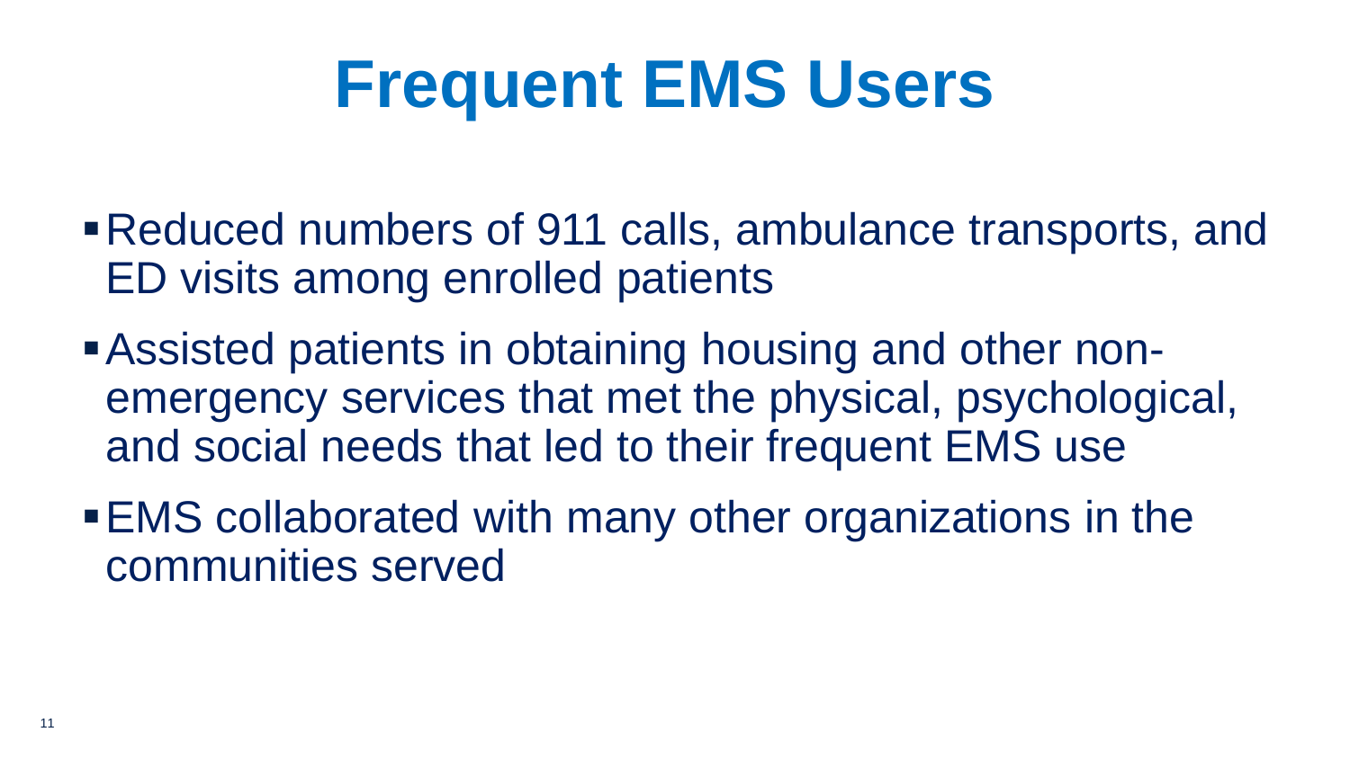# Frequent EMS Users

- Reduced numbers of 911 calls, ambulance transports, and ED visits among enrolled patients
- Assisted patients in obtaining housing and other non-emergency services that met the physical, psychological, and social needs that led to their frequent EMS use
- EMS collaborated with many other organizations in the communities served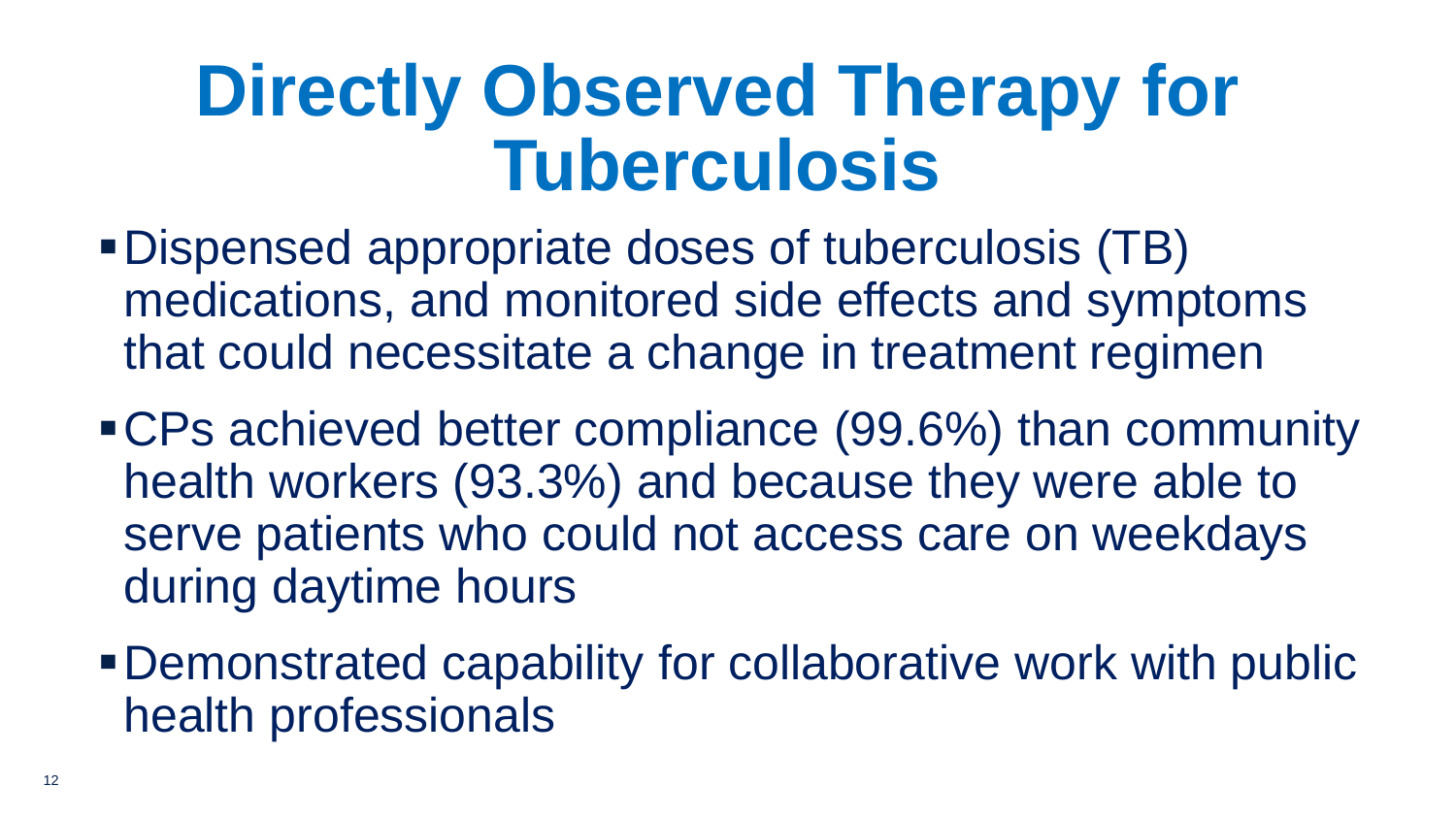# Directly Observed Therapy for Tuberculosis

- Dispensed appropriate doses of tuberculosis (TB) medications, and monitored side effects and symptoms that could necessitate a change in treatment regimen
- CPs achieved better compliance (99.6%) than community health workers (93.3%) and because they were able to serve patients who could not access care on weekdays during daytime hours
- Demonstrated capability for collaborative work with public health professionals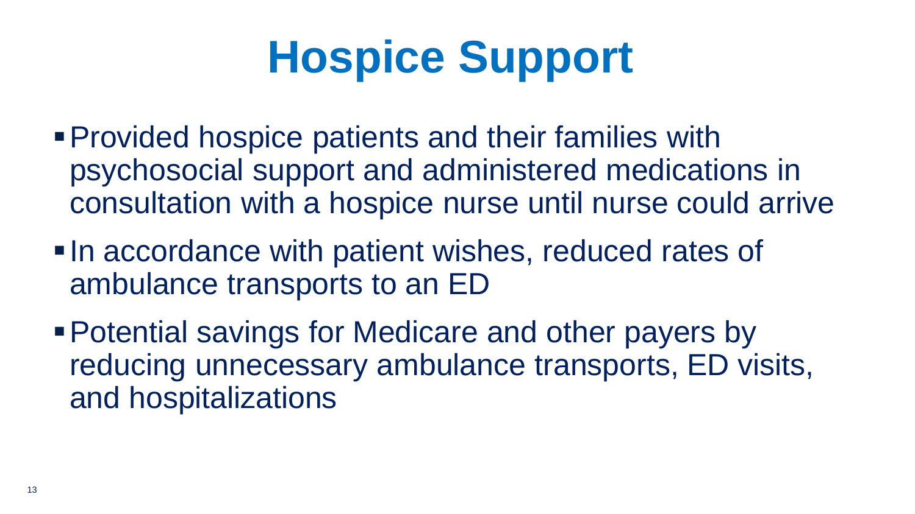# Hospice Support

- Provided hospice patients and their families with psychosocial support and administered medications in consultation with a hospice nurse until nurse could arrive
- In accordance with patient wishes, reduced rates of ambulance transports to an ED
- Potential savings for Medicare and other payers by reducing unnecessary ambulance transports, ED visits, and hospitalizations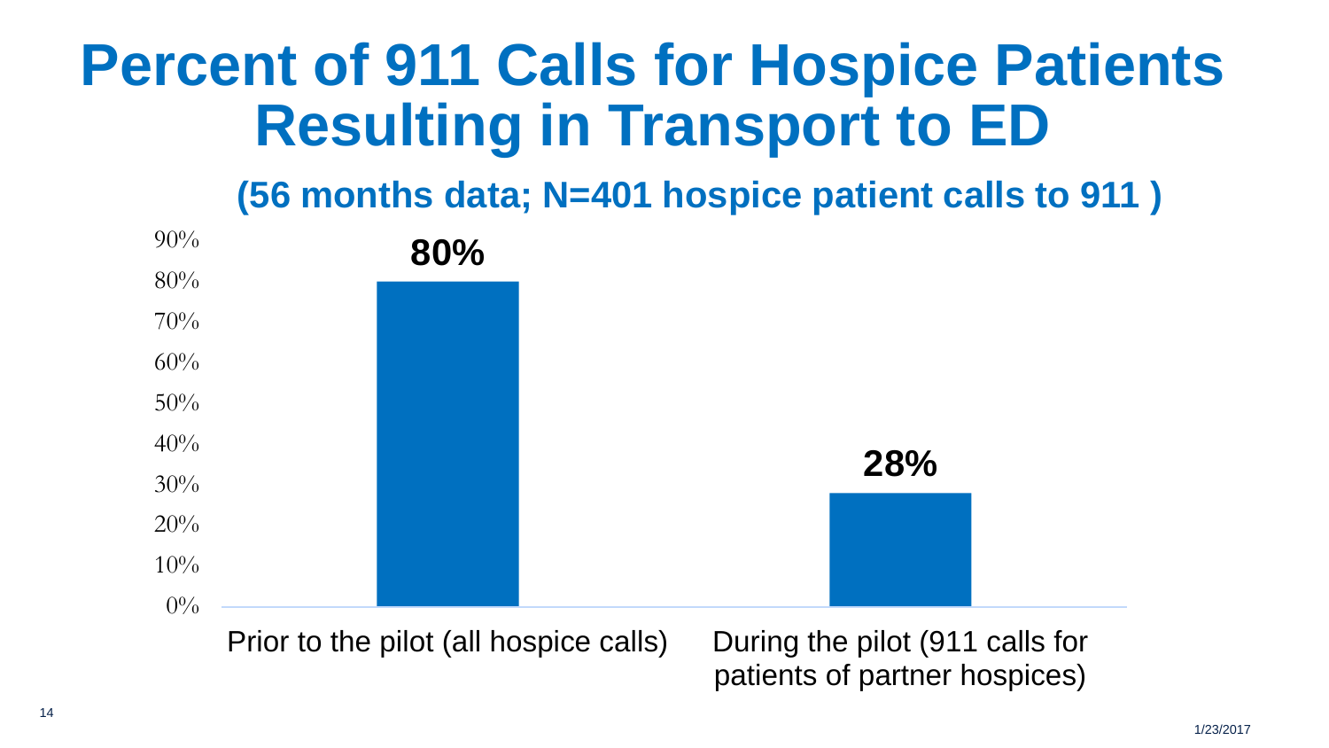# Percent of 911 Calls for Hospice Patients Resulting in Transport to ED

**(56 months data; N=401 hospice patient calls to 911 )**

| | Percent |
|---|---|
| Prior to the pilot (all hospice calls) | 80% |
| During the pilot (911 calls for patients of partner hospices) | 28% |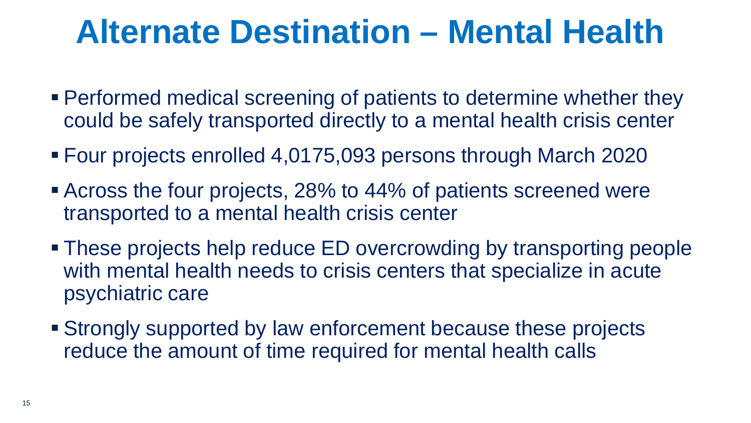# Alternate Destination – Mental Health

- Performed medical screening of patients to determine whether they could be safely transported directly to a mental health crisis center
- Four projects enrolled 4,0175,093 persons through March 2020
- Across the four projects, 28% to 44% of patients screened were transported to a mental health crisis center
- These projects help reduce ED overcrowding by transporting people with mental health needs to crisis centers that specialize in acute psychiatric care
- Strongly supported by law enforcement because these projects reduce the amount of time required for mental health calls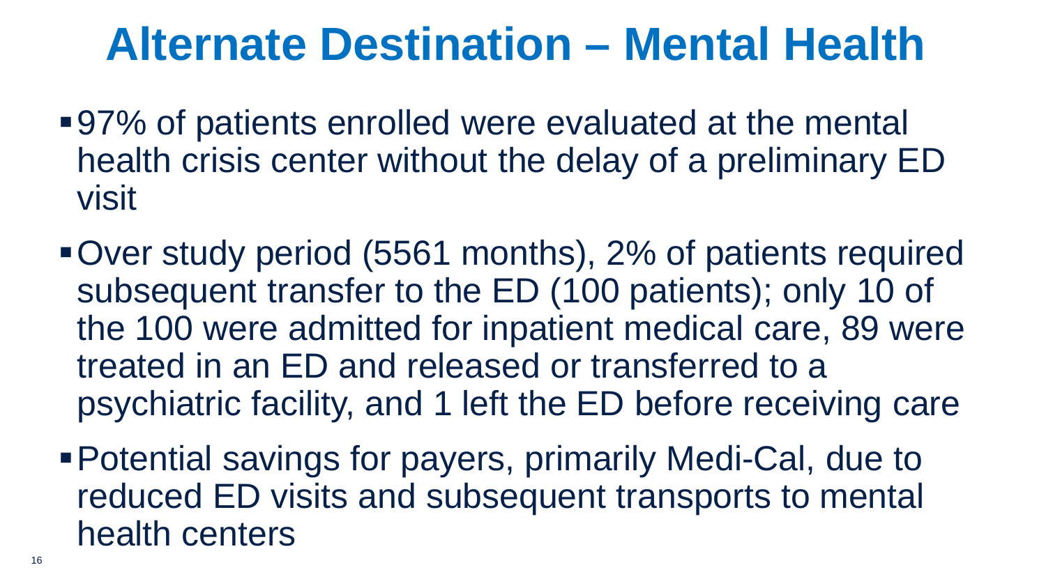# Alternate Destination – Mental Health

- 97% of patients enrolled were evaluated at the mental health crisis center without the delay of a preliminary ED visit
- Over study period (5561 months), 2% of patients required subsequent transfer to the ED (100 patients); only 10 of the 100 were admitted for inpatient medical care, 89 were treated in an ED and released or transferred to a psychiatric facility, and 1 left the ED before receiving care
- Potential savings for payers, primarily Medi-Cal, due to reduced ED visits and subsequent transports to mental health centers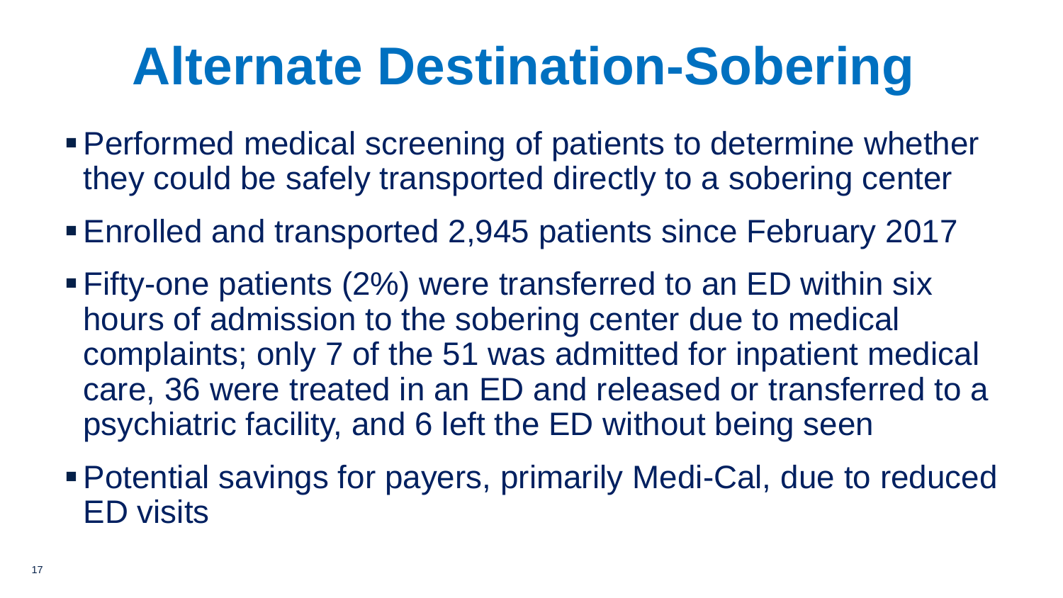# Alternate Destination-Sobering

- Performed medical screening of patients to determine whether they could be safely transported directly to a sobering center
- Enrolled and transported 2,945 patients since February 2017
- Fifty-one patients (2%) were transferred to an ED within six hours of admission to the sobering center due to medical complaints; only 7 of the 51 was admitted for inpatient medical care, 36 were treated in an ED and released or transferred to a psychiatric facility, and 6 left the ED without being seen
- Potential savings for payers, primarily Medi-Cal, due to reduced ED visits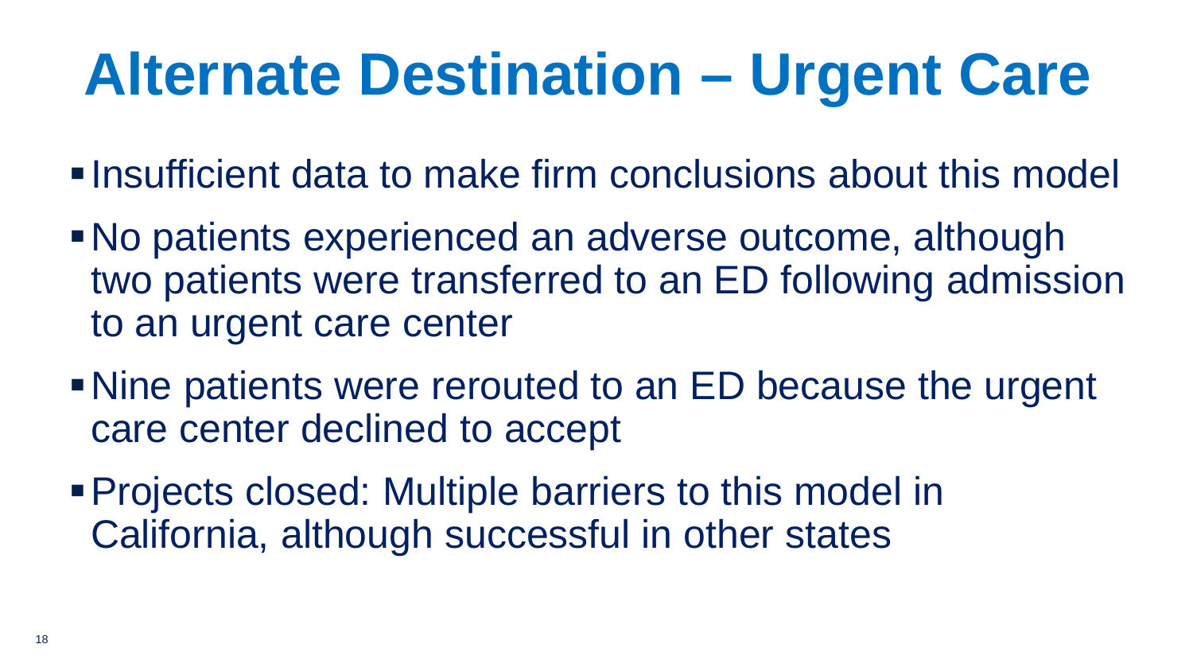# Alternate Destination – Urgent Care

- Insufficient data to make firm conclusions about this model
- No patients experienced an adverse outcome, although two patients were transferred to an ED following admission to an urgent care center
- Nine patients were rerouted to an ED because the urgent care center declined to accept
- Projects closed: Multiple barriers to this model in California, although successful in other states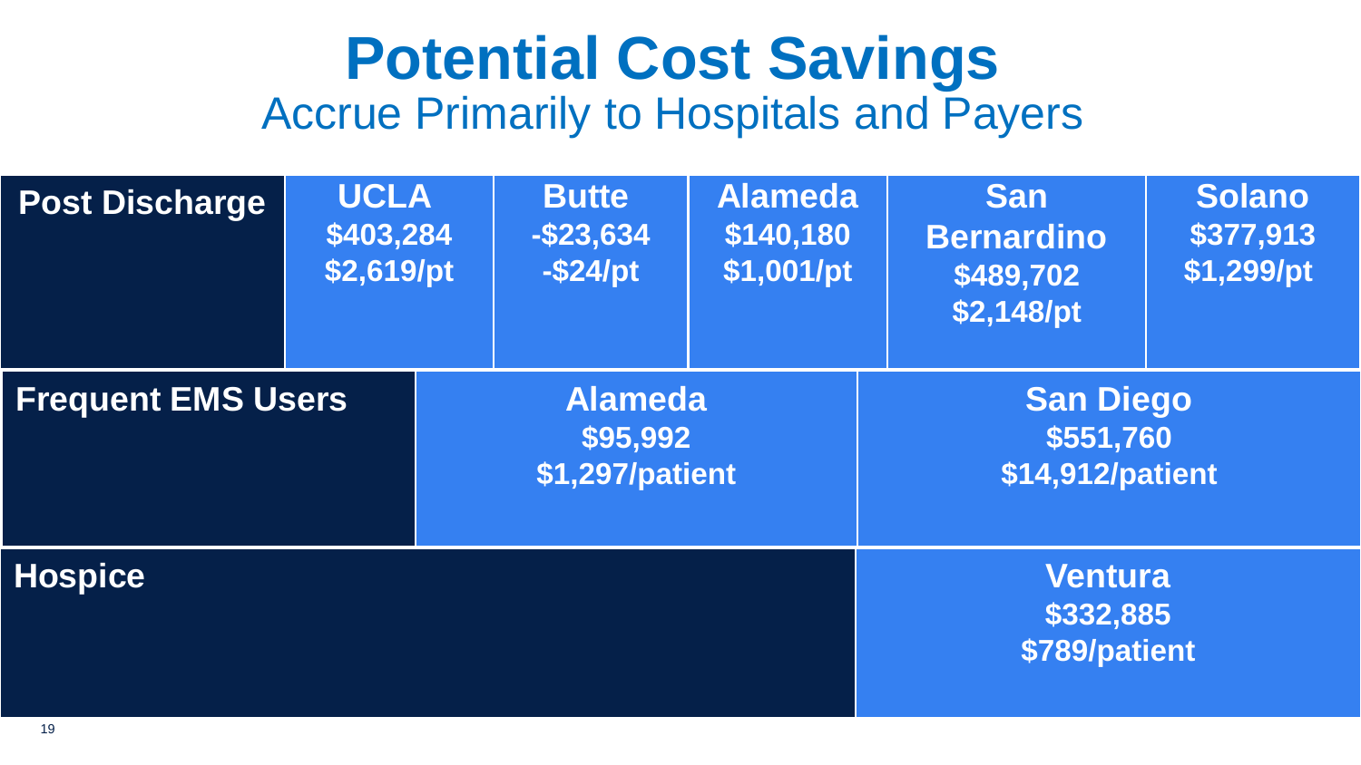# Potential Cost Savings

## Accrue Primarily to Hospitals and Payers

| Post Discharge | UCLA | Butte | Alameda | San Bernardino | Solano |
|---|---|---|---|---|---|
| | $403,284 | -$23,634 | $140,180 | $489,702 | $377,913 |
| | $2,619/pt | -$24/pt | $1,001/pt | $2,148/pt | $1,299/pt |

| Frequent EMS Users | Alameda | San Diego |
|---|---|---|
| | $95,992 | $551,760 |
| | $1,297/patient | $14,912/patient |

| Hospice | Ventura |
|---|---|
| | $332,885 |
| | $789/patient |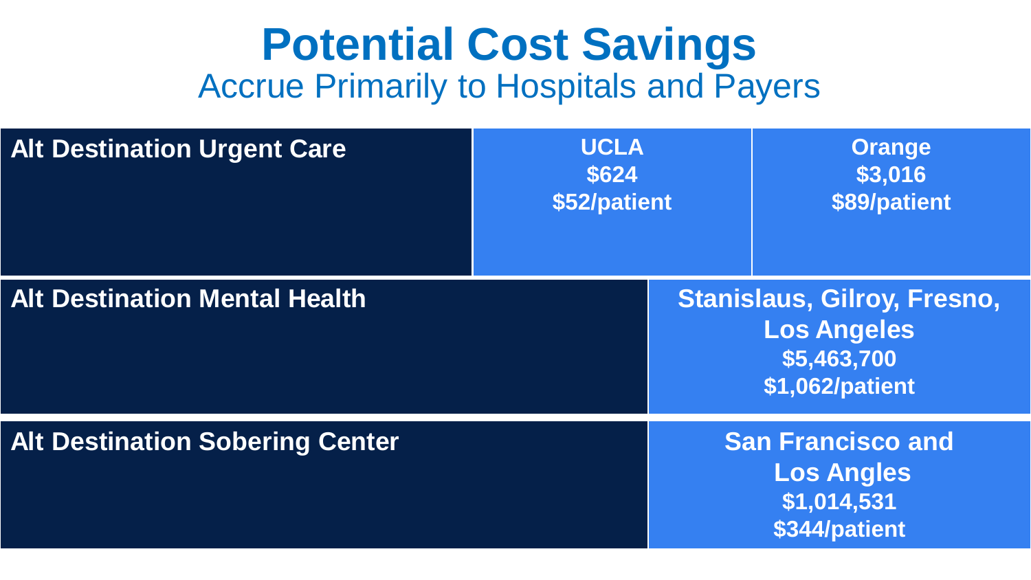# Potential Cost Savings

## Accrue Primarily to Hospitals and Payers

| Program | Sites | Total Savings | Per Patient |
| --- | --- | --- | --- |
| **Alt Destination Urgent Care** | **UCLA** | **$624** | **$52/patient** |
| | **Orange** | **$3,016** | **$89/patient** |
| **Alt Destination Mental Health** | **Stanislaus, Gilroy, Fresno, Los Angeles** | **$5,463,700** | **$1,062/patient** |
| **Alt Destination Sobering Center** | **San Francisco and Los Angles** | **$1,014,531** | **$344/patient** |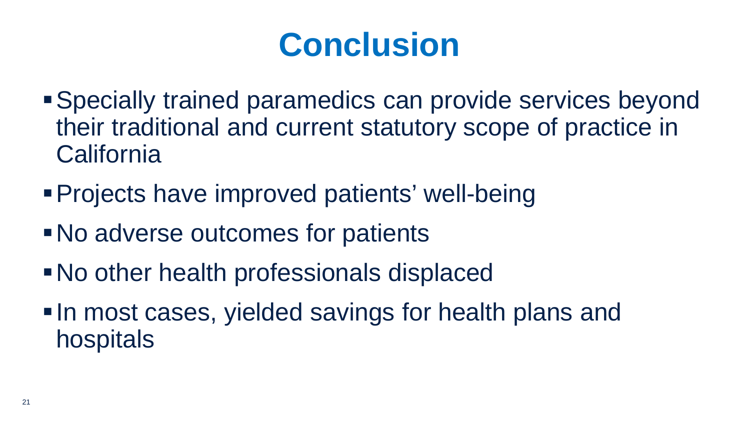# Conclusion

- Specially trained paramedics can provide services beyond their traditional and current statutory scope of practice in California
- Projects have improved patients' well-being
- No adverse outcomes for patients
- No other health professionals displaced
- In most cases, yielded savings for health plans and hospitals